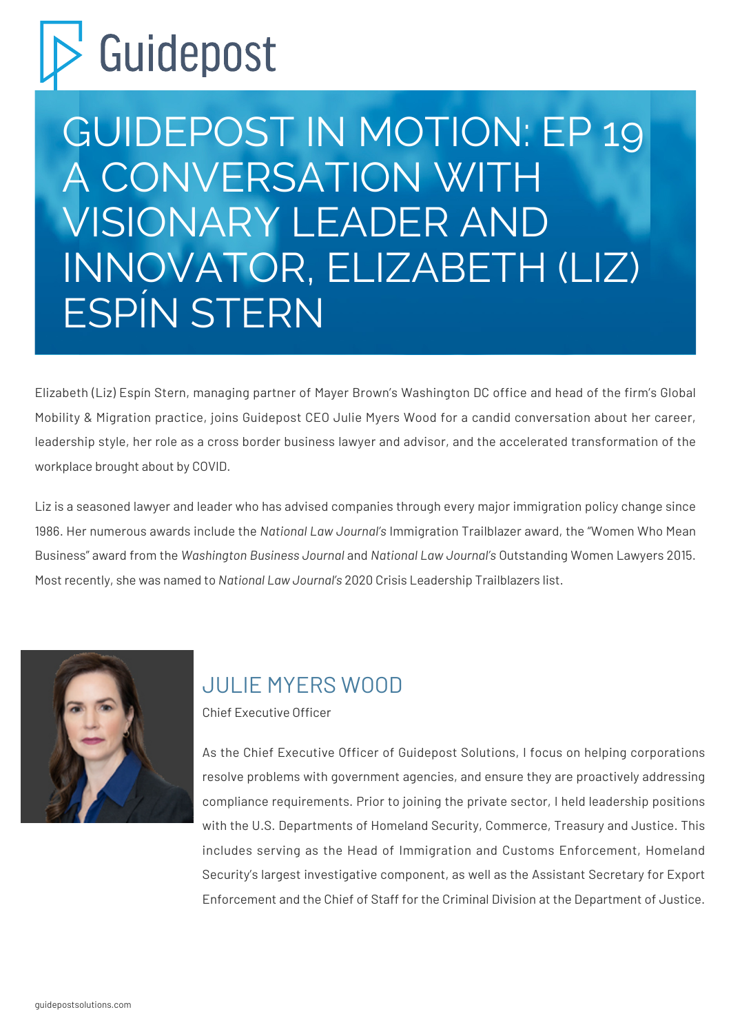Guidepost

# GUIDEPOST IN MOTION: EP 19 A CONVERSATION WITH VISIONARY LEADER AND INNOVATOR, ELIZABETH (LIZ) ESPÍN STERN

Elizabeth (Liz) Espín Stern, managing partner of Mayer Brown's Washington DC office and head of the firm's Global Mobility & Migration practice, joins Guidepost CEO Julie Myers Wood for a candid conversation about her career, leadership style, her role as a cross border business lawyer and advisor, and the accelerated transformation of the workplace brought about by COVID.

Liz is a seasoned lawyer and leader who has advised companies through every major immigration policy change since 1986. Her numerous awards include the *National Law Journal's* Immigration Trailblazer award, the "Women Who Mean Business" award from the *Washington Business Journal* and *National Law Journal's* Outstanding Women Lawyers 2015. Most recently, she was named to *National Law Journal's* 2020 Crisis Leadership Trailblazers list.

## JULIE MYERS WOOD

Chief Executive Officer

As the Chief Executive Officer of Guidepost Solutions, I focus on helping corporations resolve problems with government agencies, and ensure they are proactively addressing compliance requirements. Prior to joining the private sector, I held leadership positions with the U.S. Departments of Homeland Security, Commerce, Treasury and Justice. This includes serving as the Head of Immigration and Customs Enforcement, Homeland Security's largest investigative component, as well as the Assistant Secretary for Export Enforcement and the Chief of Staff for the Criminal Division at the Department of Justice.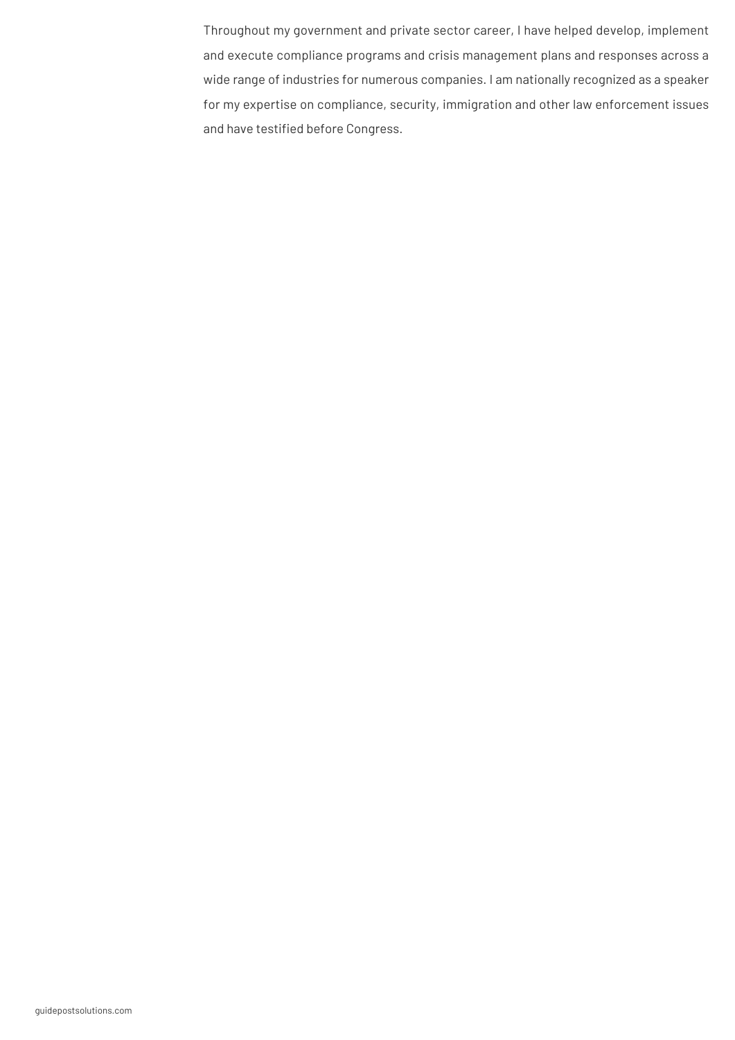Throughout my government and private sector career, I have helped develop, implement and execute compliance programs and crisis management plans and responses across a wide range of industries for numerous companies. I am nationally recognized as a speaker for my expertise on compliance, security, immigration and other law enforcement issues and have testified before Congress.